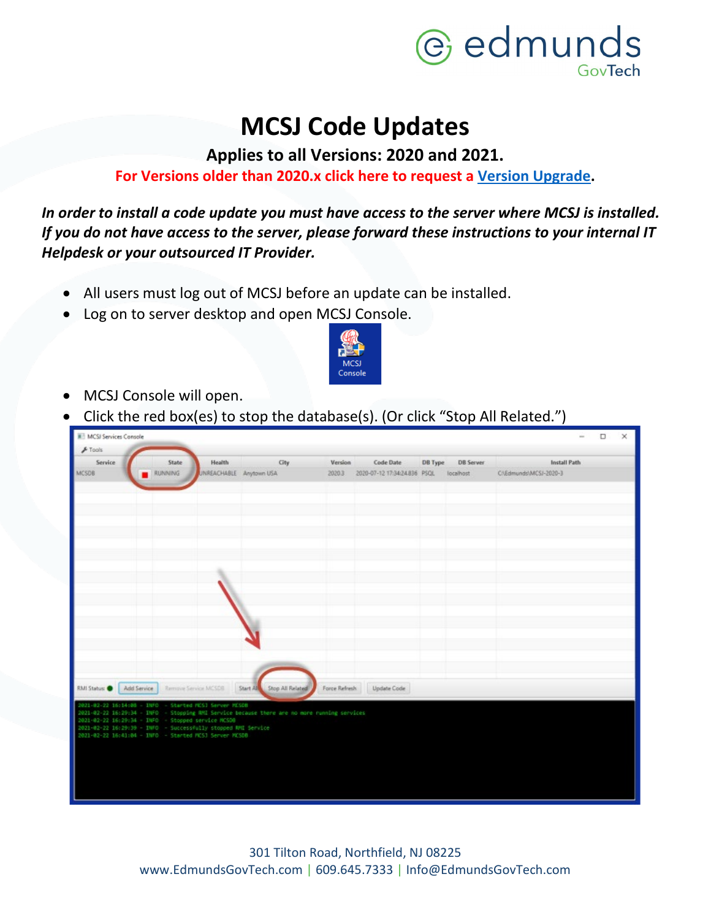# MCSJ Code Updates

**Applies to all Versions: 2020 and 2021.**

**For Versions older than 2020.x click here to request a Version Upgrade.**

***In order to install a code update you must have access to the server where MCSJ is installed. If you do not have access to the server, please forward these instructions to your internal IT Helpdesk or your outsourced IT Provider.***

- All users must log out of MCSJ before an update can be installed.
- Log on to server desktop and open MCSJ Console.
- MCSJ Console will open.
- Click the red box(es) to stop the database(s). (Or click "Stop All Related.")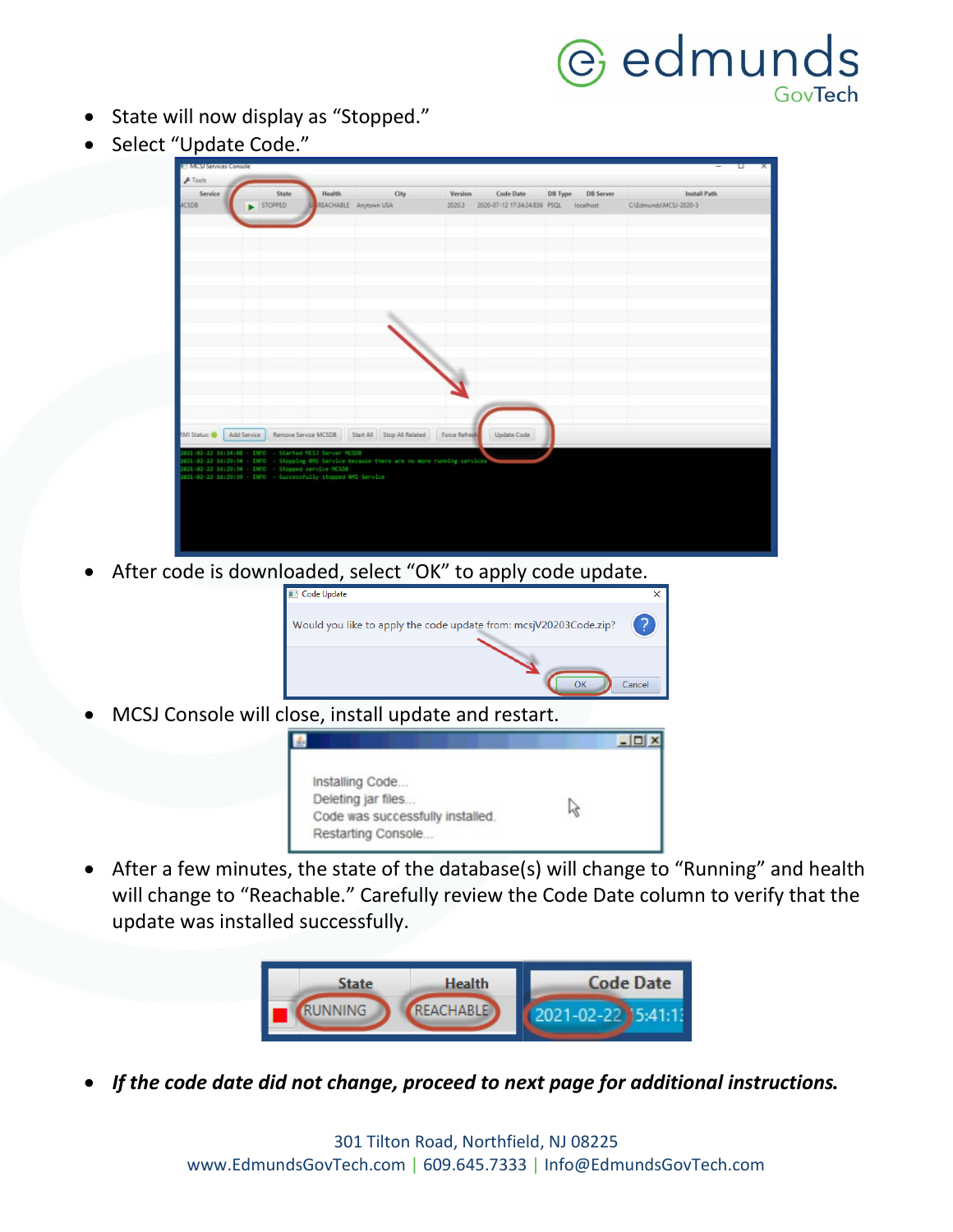- State will now display as "Stopped."
- Select "Update Code."
- After code is downloaded, select "OK" to apply code update.
- MCSJ Console will close, install update and restart.
- After a few minutes, the state of the database(s) will change to "Running" and health will change to "Reachable." Carefully review the Code Date column to verify that the update was installed successfully.
- ***If the code date did not change, proceed to next page for additional instructions.***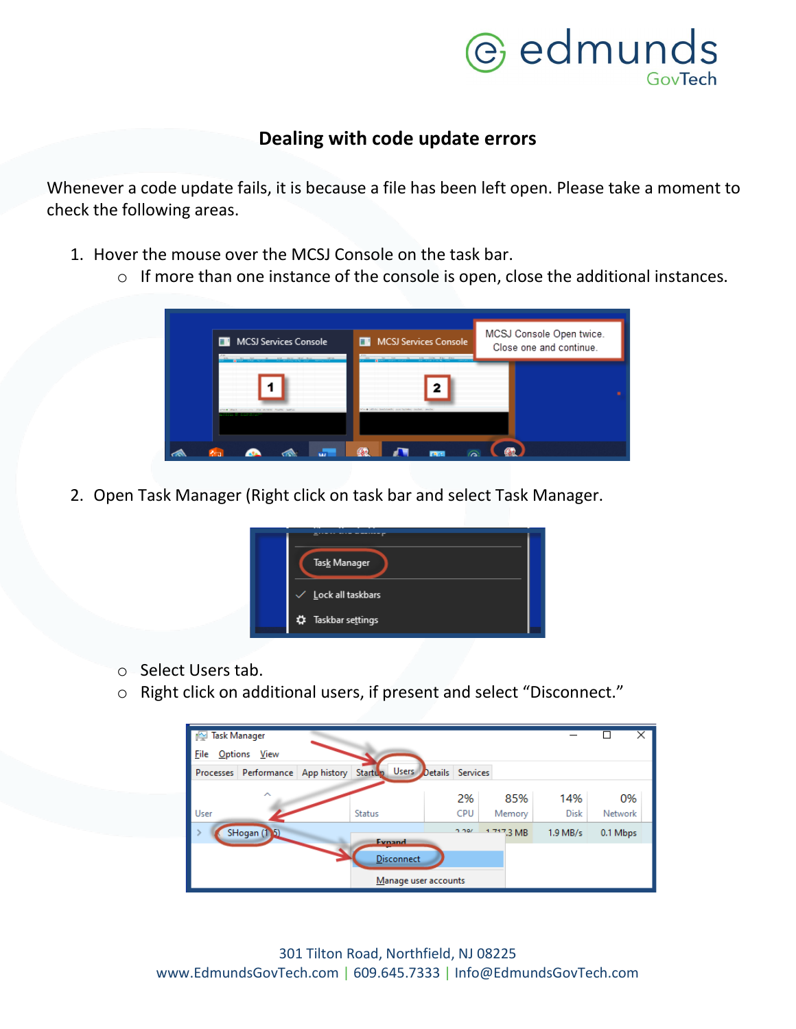## Dealing with code update errors

Whenever a code update fails, it is because a file has been left open. Please take a moment to check the following areas.

1. Hover the mouse over the MCSJ Console on the task bar.
   - If more than one instance of the console is open, close the additional instances.

2. Open Task Manager (Right click on task bar and select Task Manager.
   - Select Users tab.
   - Right click on additional users, if present and select "Disconnect."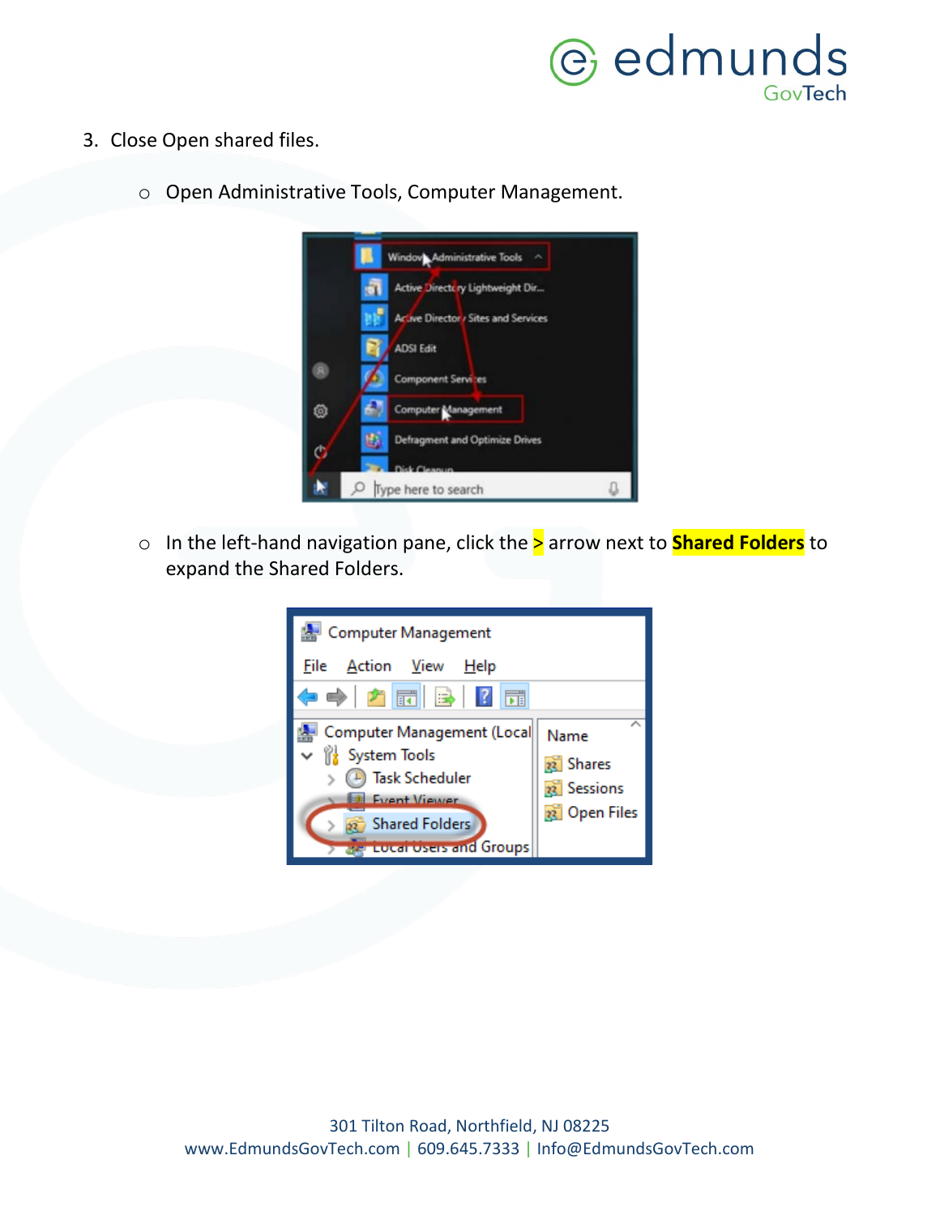3. Close Open shared files.

    - Open Administrative Tools, Computer Management.

    - In the left-hand navigation pane, click the **>** arrow next to **Shared Folders** to expand the Shared Folders.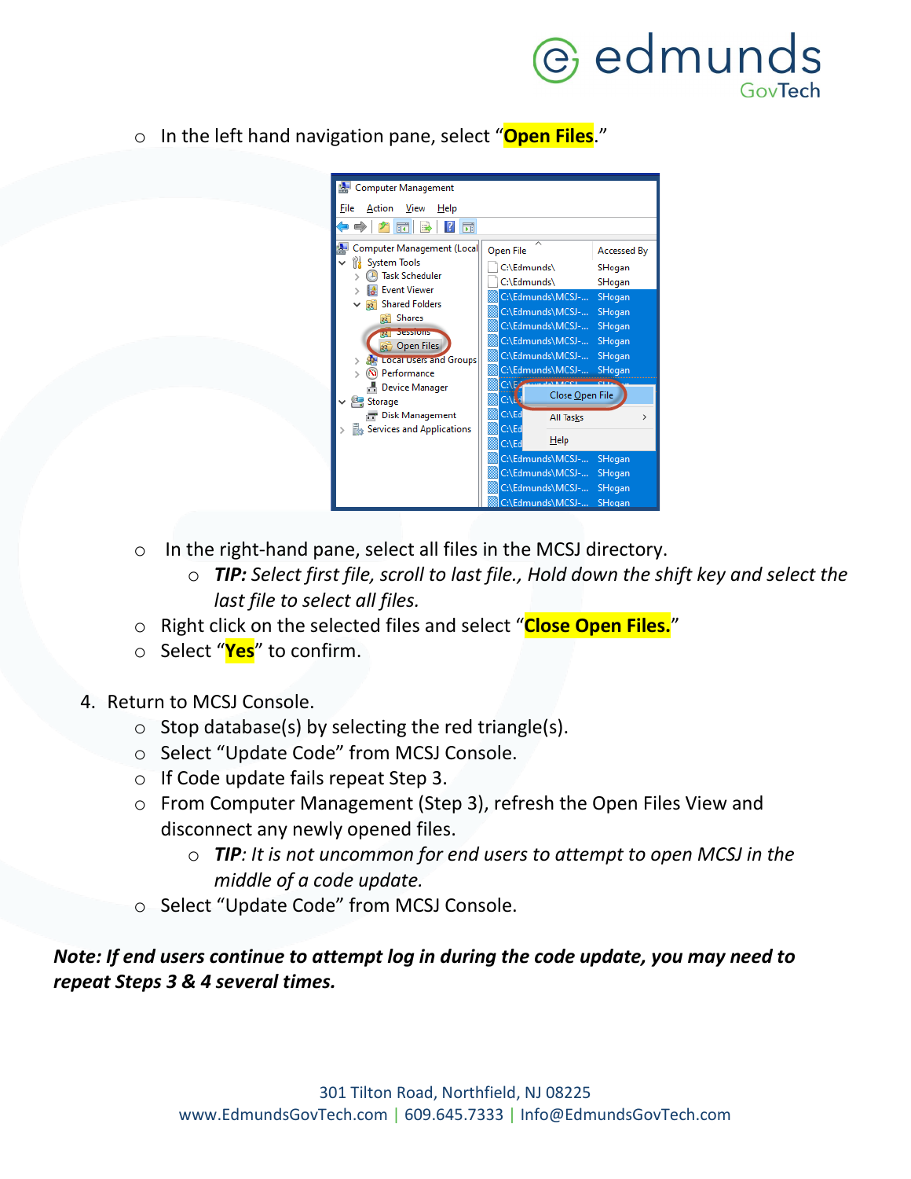- In the left hand navigation pane, select "**Open Files**."

- In the right-hand pane, select all files in the MCSJ directory.
  - ***TIP:*** *Select first file, scroll to last file., Hold down the shift key and select the last file to select all files.*
- Right click on the selected files and select "**Close Open Files.**"
- Select "**Yes**" to confirm.

4. Return to MCSJ Console.
   - Stop database(s) by selecting the red triangle(s).
   - Select "Update Code" from MCSJ Console.
   - If Code update fails repeat Step 3.
   - From Computer Management (Step 3), refresh the Open Files View and disconnect any newly opened files.
     - ***TIP****: It is not uncommon for end users to attempt to open MCSJ in the middle of a code update.*
   - Select "Update Code" from MCSJ Console.

***Note: If end users continue to attempt log in during the code update, you may need to repeat Steps 3 & 4 several times.***